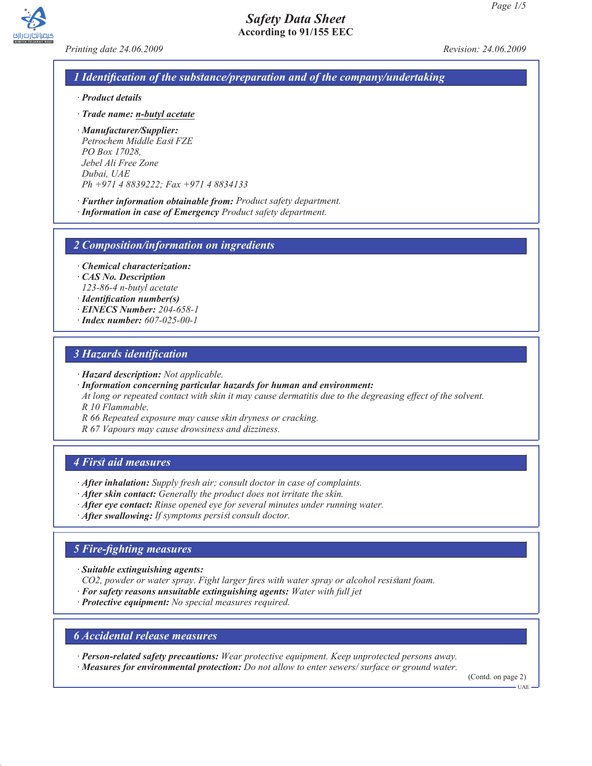# Safety Data Sheet
**According to 91/155 EEC**

*Printing date 24.06.2009* *Revision: 24.06.2009*

## 1 Identification of the substance/preparation and of the company/undertaking

· ***Product details***

· ***Trade name: n-butyl acetate***

· ***Manufacturer/Supplier:***
*Petrochem Middle East FZE*
*PO Box 17028,*
*Jebel Ali Free Zone*
*Dubai, UAE*
*Ph +971 4 8839222; Fax +971 4 8834133*

· ***Further information obtainable from:*** *Product safety department.*
· ***Information in case of Emergency*** *Product safety department.*

## 2 Composition/information on ingredients

· ***Chemical characterization:***
· ***CAS No. Description***
*123-86-4 n-butyl acetate*
· ***Identification number(s)***
· ***EINECS Number:*** *204-658-1*
· ***Index number:*** *607-025-00-1*

## 3 Hazards identification

· ***Hazard description:*** *Not applicable.*
· ***Information concerning particular hazards for human and environment:***
*At long or repeated contact with skin it may cause dermatitis due to the degreasing effect of the solvent.*
*R 10 Flammable.*
*R 66 Repeated exposure may cause skin dryness or cracking.*
*R 67 Vapours may cause drowsiness and dizziness.*

## 4 First aid measures

· ***After inhalation:*** *Supply fresh air; consult doctor in case of complaints.*
· ***After skin contact:*** *Generally the product does not irritate the skin.*
· ***After eye contact:*** *Rinse opened eye for several minutes under running water.*
· ***After swallowing:*** *If symptoms persist consult doctor.*

## 5 Fire-fighting measures

· ***Suitable extinguishing agents:***
*$CO_2$, powder or water spray. Fight larger fires with water spray or alcohol resistant foam.*
· ***For safety reasons unsuitable extinguishing agents:*** *Water with full jet*
· ***Protective equipment:*** *No special measures required.*

## 6 Accidental release measures

· ***Person-related safety precautions:*** *Wear protective equipment. Keep unprotected persons away.*
· ***Measures for environmental protection:*** *Do not allow to enter sewers/ surface or ground water.*

(Contd. on page 2)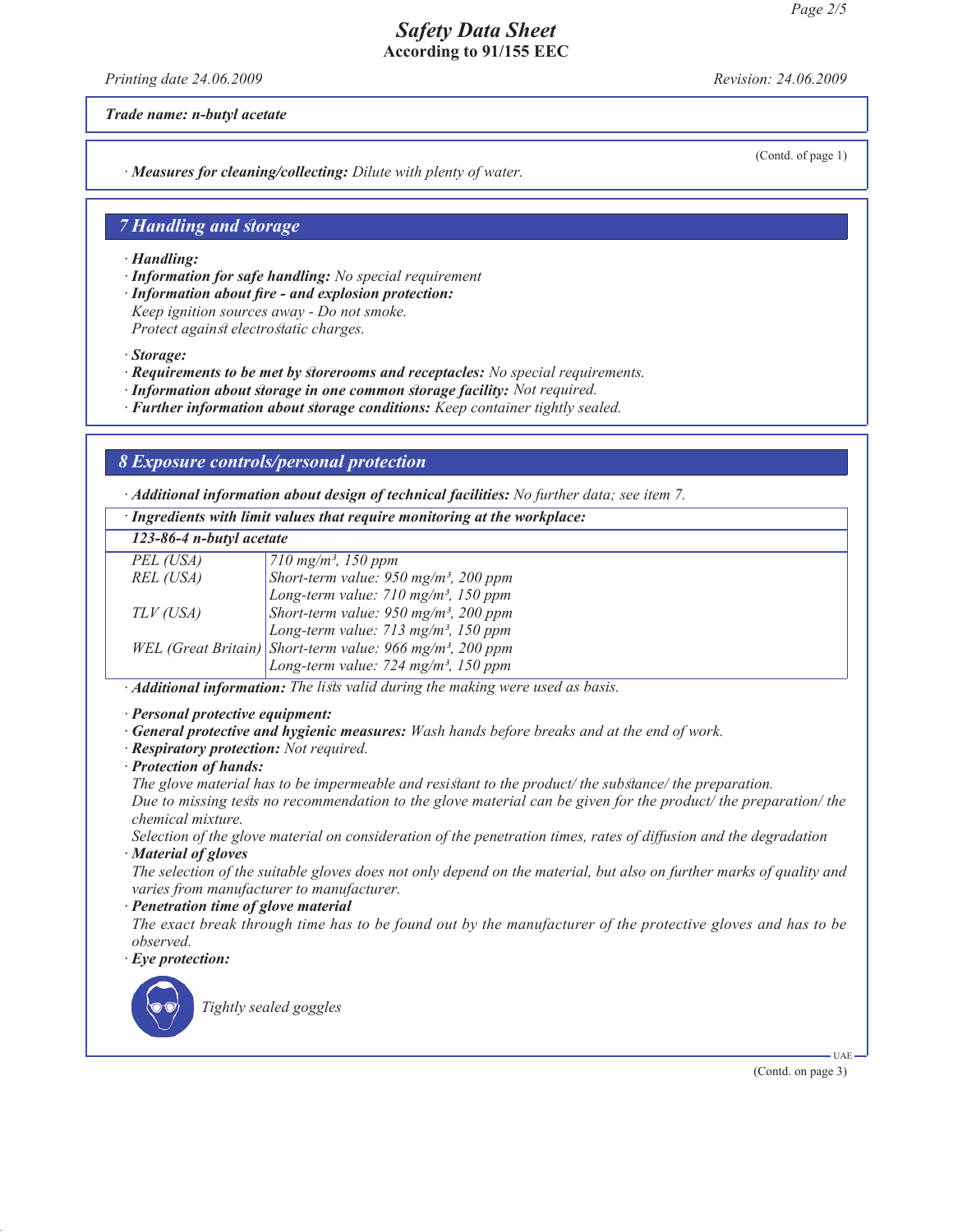**Safety Data Sheet**
**According to 91/155 EEC**

*Printing date 24.06.2009* *Revision: 24.06.2009*

***Trade name: n-butyl acetate***

(Contd. of page 1)

· ***Measures for cleaning/collecting:*** *Dilute with plenty of water.*

## *7 Handling and storage*

· ***Handling:***
· ***Information for safe handling:*** *No special requirement*
· ***Information about fire - and explosion protection:***
*Keep ignition sources away - Do not smoke.*
*Protect against electrostatic charges.*

· ***Storage:***
· ***Requirements to be met by storerooms and receptacles:*** *No special requirements.*
· ***Information about storage in one common storage facility:*** *Not required.*
· ***Further information about storage conditions:*** *Keep container tightly sealed.*

## *8 Exposure controls/personal protection*

· ***Additional information about design of technical facilities:*** *No further data; see item 7.*

· ***Ingredients with limit values that require monitoring at the workplace:***

| ***123-86-4 n-butyl acetate*** | |
|---|---|
| *PEL (USA)* | *710 mg/m³, 150 ppm* |
| *REL (USA)* | *Short-term value: 950 mg/m³, 200 ppm*<br>*Long-term value: 710 mg/m³, 150 ppm* |
| *TLV (USA)* | *Short-term value: 950 mg/m³, 200 ppm*<br>*Long-term value: 713 mg/m³, 150 ppm* |
| *WEL (Great Britain)* | *Short-term value: 966 mg/m³, 200 ppm*<br>*Long-term value: 724 mg/m³, 150 ppm* |

· ***Additional information:*** *The lists valid during the making were used as basis.*

· ***Personal protective equipment:***
· ***General protective and hygienic measures:*** *Wash hands before breaks and at the end of work.*
· ***Respiratory protection:*** *Not required.*
· ***Protection of hands:***
*The glove material has to be impermeable and resistant to the product/ the substance/ the preparation.*
*Due to missing tests no recommendation to the glove material can be given for the product/ the preparation/ the chemical mixture.*
*Selection of the glove material on consideration of the penetration times, rates of diffusion and the degradation*
· ***Material of gloves***
*The selection of the suitable gloves does not only depend on the material, but also on further marks of quality and varies from manufacturer to manufacturer.*
· ***Penetration time of glove material***
*The exact break through time has to be found out by the manufacturer of the protective gloves and has to be observed.*
· ***Eye protection:***

*Tightly sealed goggles*

(Contd. on page 3)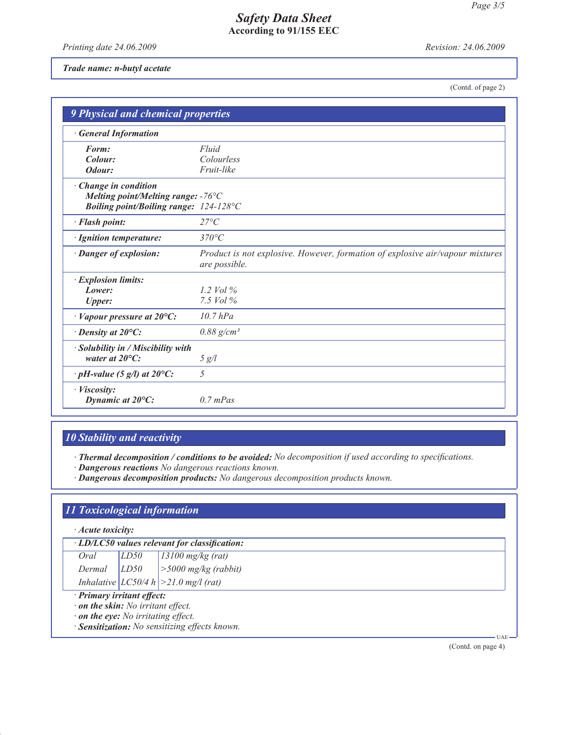**Trade name: n-butyl acetate**

(Contd. of page 2)

## 9 Physical and chemical properties

· **General Information**

| | |
|---|---|
| **Form:** | Fluid |
| **Colour:** | Colourless |
| **Odour:** | Fruit-like |

· **Change in condition**

| | |
|---|---|
| **Melting point/Melting range:** | -76°C |
| **Boiling point/Boiling range:** | 124-128°C |

| | |
|---|---|
| · **Flash point:** | 27°C |
| · **Ignition temperature:** | 370°C |
| · **Danger of explosion:** | Product is not explosive. However, formation of explosive air/vapour mixtures are possible. |

· **Explosion limits:**

| | |
|---|---|
| **Lower:** | 1.2 Vol % |
| **Upper:** | 7.5 Vol % |

| | |
|---|---|
| · **Vapour pressure at 20°C:** | 10.7 hPa |
| · **Density at 20°C:** | 0.88 g/cm³ |
| · **Solubility in / Miscibility with water at 20°C:** | 5 g/l |
| · **pH-value (5 g/l) at 20°C:** | 5 |

· **Viscosity:**

| | |
|---|---|
| **Dynamic at 20°C:** | 0.7 mPas |

## 10 Stability and reactivity

· **Thermal decomposition / conditions to be avoided:** No decomposition if used according to specifications.
· **Dangerous reactions** No dangerous reactions known.
· **Dangerous decomposition products:** No dangerous decomposition products known.

## 11 Toxicological information

· **Acute toxicity:**

· **LD/LC50 values relevant for classification:**

| | | |
|---|---|---|
| Oral | LD50 | 13100 mg/kg (rat) |
| Dermal | LD50 | >5000 mg/kg (rabbit) |
| Inhalative | LC50/4 h | >21.0 mg/l (rat) |

· **Primary irritant effect:**
· **on the skin:** No irritant effect.
· **on the eye:** No irritating effect.
· **Sensitization:** No sensitizing effects known.

(Contd. on page 4)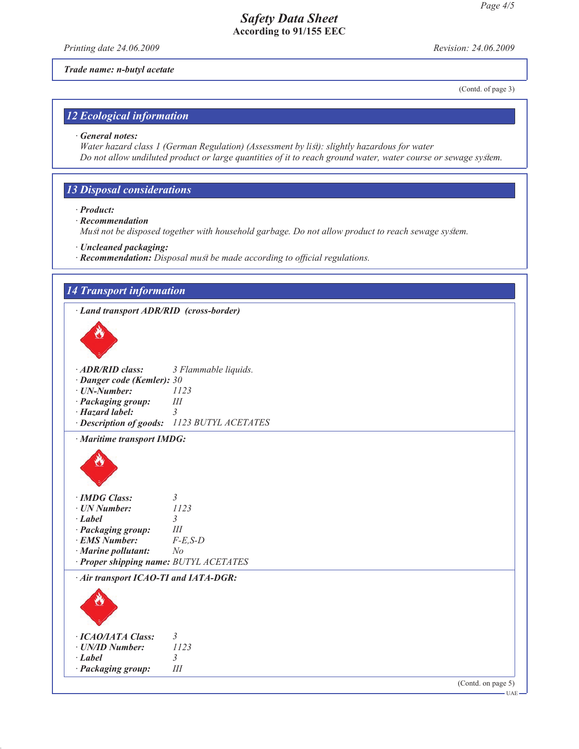Trade name: n-butyl acetate

(Contd. of page 3)

## 12 Ecological information

· **General notes:**
Water hazard class 1 (German Regulation) (Assessment by list): slightly hazardous for water
Do not allow undiluted product or large quantities of it to reach ground water, water course or sewage system.

## 13 Disposal considerations

· **Product:**
· **Recommendation**
Must not be disposed together with household garbage. Do not allow product to reach sewage system.

· **Uncleaned packaging:**
· **Recommendation:** Disposal must be made according to official regulations.

## 14 Transport information

· **Land transport ADR/RID (cross-border)**

· **ADR/RID class:** 3 Flammable liquids.
· **Danger code (Kemler):** 30
· **UN-Number:** 1123
· **Packaging group:** III
· **Hazard label:** 3
· **Description of goods:** 1123 BUTYL ACETATES

· **Maritime transport IMDG:**

· **IMDG Class:** 3
· **UN Number:** 1123
· **Label** 3
· **Packaging group:** III
· **EMS Number:** F-E,S-D
· **Marine pollutant:** No
· **Proper shipping name:** BUTYL ACETATES

· **Air transport ICAO-TI and IATA-DGR:**

· **ICAO/IATA Class:** 3
· **UN/ID Number:** 1123
· **Label** 3
· **Packaging group:** III

(Contd. on page 5)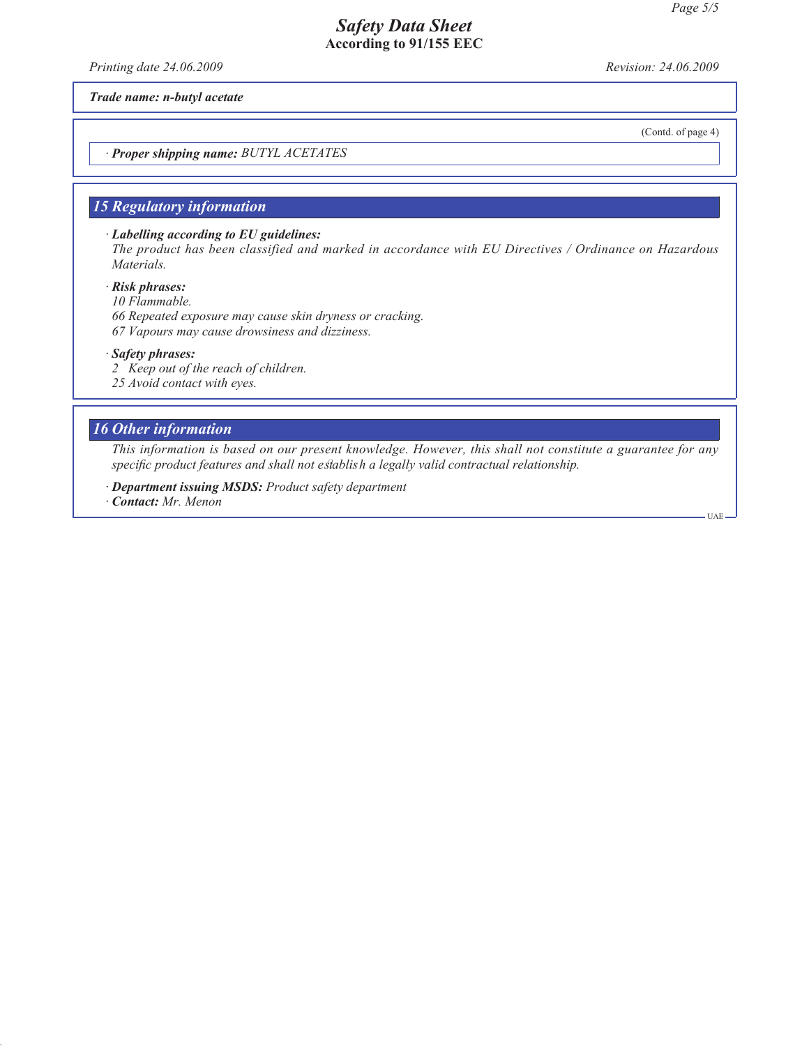*Trade name: n-butyl acetate*

(Contd. of page 4)

· ***Proper shipping name:*** *BUTYL ACETATES*

## *15 Regulatory information*

· ***Labelling according to EU guidelines:***
*The product has been classified and marked in accordance with EU Directives / Ordinance on Hazardous Materials.*

· ***Risk phrases:***
*10 Flammable.*
*66 Repeated exposure may cause skin dryness or cracking.*
*67 Vapours may cause drowsiness and dizziness.*

· ***Safety phrases:***
*2 Keep out of the reach of children.*
*25 Avoid contact with eyes.*

## *16 Other information*

*This information is based on our present knowledge. However, this shall not constitute a guarantee for any specific product features and shall not establish a legally valid contractual relationship.*

· ***Department issuing MSDS:*** *Product safety department*
· ***Contact:*** *Mr. Menon*

UAE